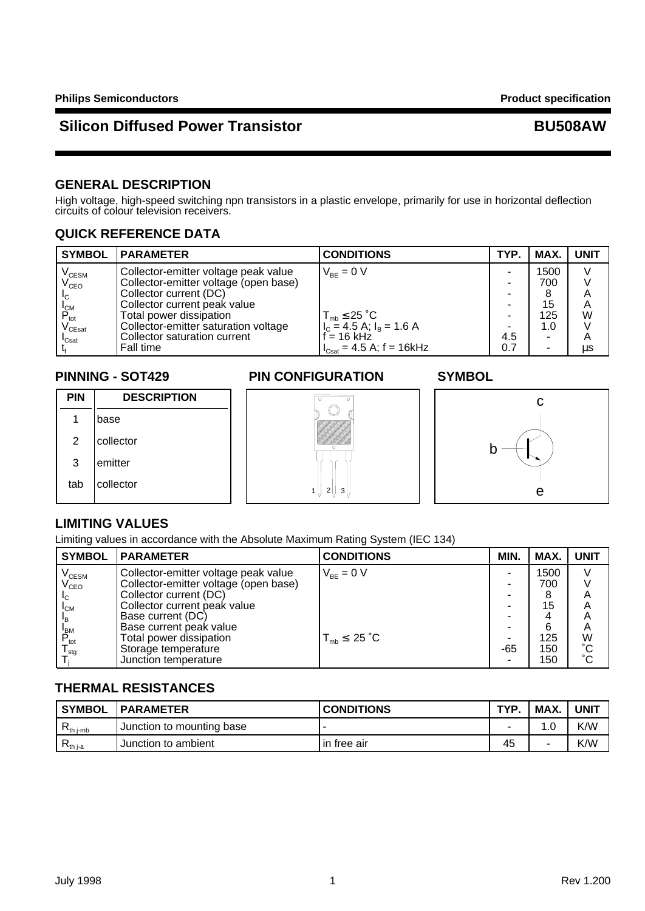Philips Semiconductors — Product specification

# Silicon Diffused Power Transistor — BU508AW

## GENERAL DESCRIPTION

High voltage, high-speed switching npn transistors in a plastic envelope, primarily for use in horizontal deflection circuits of colour television receivers.

## QUICK REFERENCE DATA

| SYMBOL | PARAMETER | CONDITIONS | TYP. | MAX. | UNIT |
|---|---|---|---|---|---|
| $V_{CESM}$ | Collector-emitter voltage peak value | $V_{BE}$ = 0 V | - | 1500 | V |
| $V_{CEO}$ | Collector-emitter voltage (open base) | | - | 700 | V |
| $I_C$ | Collector current (DC) | | - | 8 | A |
| $I_{CM}$ | Collector current peak value | | - | 15 | A |
| $P_{tot}$ | Total power dissipation | $T_{mb} \leq 25$ ˚C | - | 125 | W |
| $V_{CEsat}$ | Collector-emitter saturation voltage | $I_C$ = 4.5 A; $I_B$ = 1.6 A | - | 1.0 | V |
| $I_{Csat}$ | Collector saturation current | f = 16 kHz | 4.5 | - | A |
| $t_f$ | Fall time | $I_{Csat}$ = 4.5 A; f = 16kHz | 0.7 | - | µs |

## PINNING - SOT429

| PIN | DESCRIPTION |
|---|---|
| 1 | base |
| 2 | collector |
| 3 | emitter |
| tab | collector |

## PIN CONFIGURATION

## SYMBOL

## LIMITING VALUES

Limiting values in accordance with the Absolute Maximum Rating System (IEC 134)

| SYMBOL | PARAMETER | CONDITIONS | MIN. | MAX. | UNIT |
|---|---|---|---|---|---|
| $V_{CESM}$ | Collector-emitter voltage peak value | $V_{BE}$ = 0 V | - | 1500 | V |
| $V_{CEO}$ | Collector-emitter voltage (open base) | | - | 700 | V |
| $I_C$ | Collector current (DC) | | - | 8 | A |
| $I_{CM}$ | Collector current peak value | | - | 15 | A |
| $I_B$ | Base current (DC) | | - | 4 | A |
| $I_{BM}$ | Base current peak value | | - | 6 | A |
| $P_{tot}$ | Total power dissipation | $T_{mb} \leq 25$ ˚C | - | 125 | W |
| $T_{stg}$ | Storage temperature | | -65 | 150 | ˚C |
| $T_j$ | Junction temperature | | - | 150 | ˚C |

## THERMAL RESISTANCES

| SYMBOL | PARAMETER | CONDITIONS | TYP. | MAX. | UNIT |
|---|---|---|---|---|---|
| $R_{th\ j\text{-}mb}$ | Junction to mounting base | - | - | 1.0 | K/W |
| $R_{th\ j\text{-}a}$ | Junction to ambient | in free air | 45 | - | K/W |

July 1998 — Rev 1.200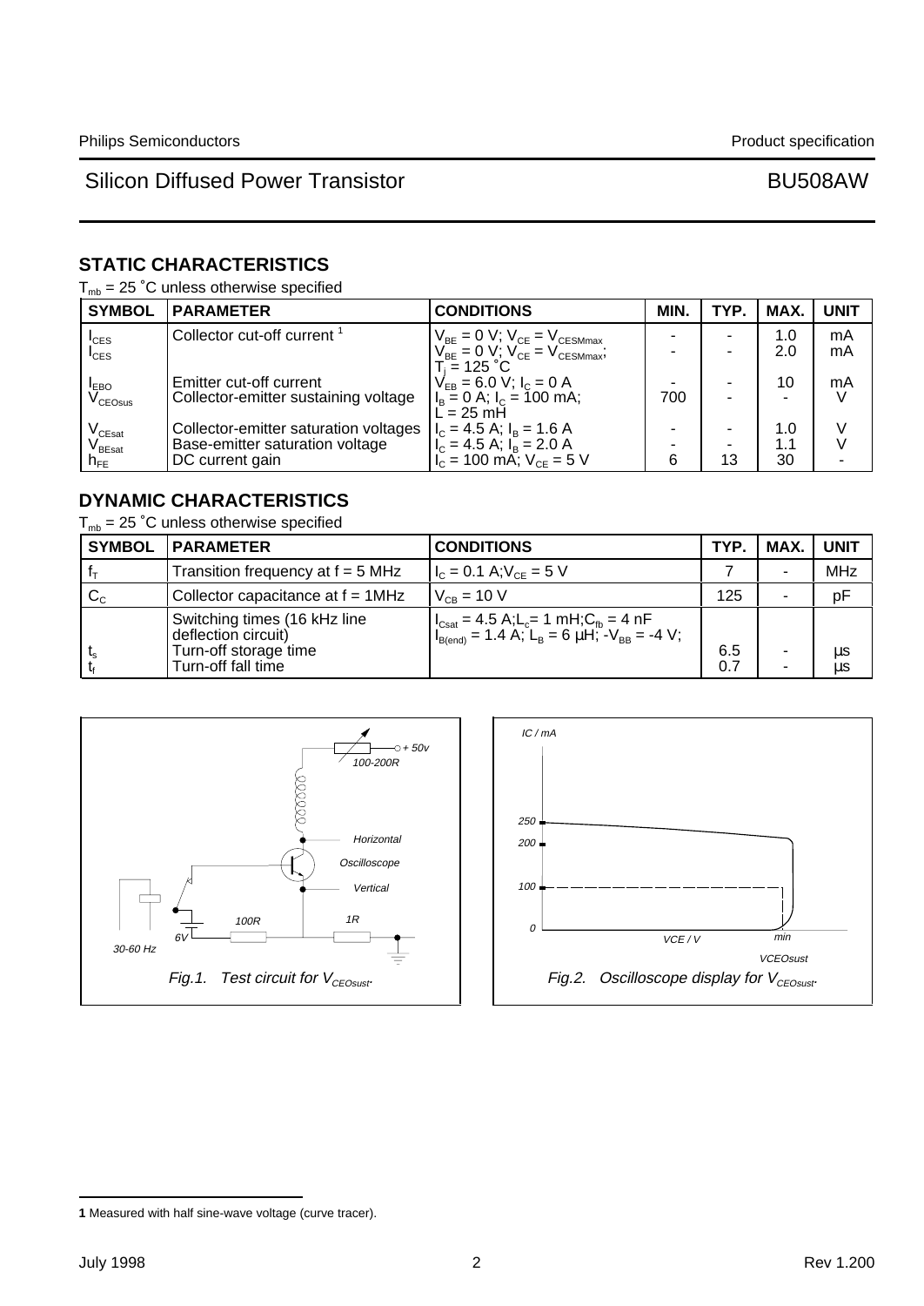## STATIC CHARACTERISTICS

$T_{mb}$ = 25 ˚C unless otherwise specified

| SYMBOL | PARAMETER | CONDITIONS | MIN. | TYP. | MAX. | UNIT |
|---|---|---|---|---|---|---|
| $I_{CES}$ | Collector cut-off current [1] | $V_{BE}$ = 0 V; $V_{CE}$ = $V_{CESMmax}$ | - | - | 1.0 | mA |
| $I_{CES}$ | | $V_{BE}$ = 0 V; $V_{CE}$ = $V_{CESMmax}$; $T_j$ = 125 ˚C | - | - | 2.0 | mA |
| $I_{EBO}$ | Emitter cut-off current | $V_{EB}$ = 6.0 V; $I_C$ = 0 A | - | - | 10 | mA |
| $V_{CEOsus}$ | Collector-emitter sustaining voltage | $I_B$ = 0 A; $I_C$ = 100 mA; L = 25 mH | 700 | - | - | V |
| $V_{CEsat}$ | Collector-emitter saturation voltages | $I_C$ = 4.5 A; $I_B$ = 1.6 A | - | - | 1.0 | V |
| $V_{BEsat}$ | Base-emitter saturation voltage | $I_C$ = 4.5 A; $I_B$ = 2.0 A | - | - | 1.1 | V |
| $h_{FE}$ | DC current gain | $I_C$ = 100 mA; $V_{CE}$ = 5 V | 6 | 13 | 30 | - |

## DYNAMIC CHARACTERISTICS

$T_{mb}$ = 25 ˚C unless otherwise specified

| SYMBOL | PARAMETER | CONDITIONS | TYP. | MAX. | UNIT |
|---|---|---|---|---|---|
| $f_T$ | Transition frequency at f = 5 MHz | $I_C$ = 0.1 A; $V_{CE}$ = 5 V | 7 | - | MHz |
| $C_C$ | Collector capacitance at f = 1MHz | $V_{CB}$ = 10 V | 125 | - | pF |
| | Switching times (16 kHz line deflection circuit) | $I_{Csat}$ = 4.5 A; $L_c$ = 1 mH; $C_{fb}$ = 4 nF; $I_{B(end)}$ = 1.4 A; $L_B$ = 6 µH; $-V_{BB}$ = -4 V; | | | |
| $t_s$ | Turn-off storage time | | 6.5 | - | µs |
| $t_f$ | Turn-off fall time | | 0.7 | - | µs |

Fig.1. Test circuit for $V_{CEOsust}$.

Fig.2. Oscilloscope display for $V_{CEOsust}$.

---

**1** Measured with half sine-wave voltage (curve tracer).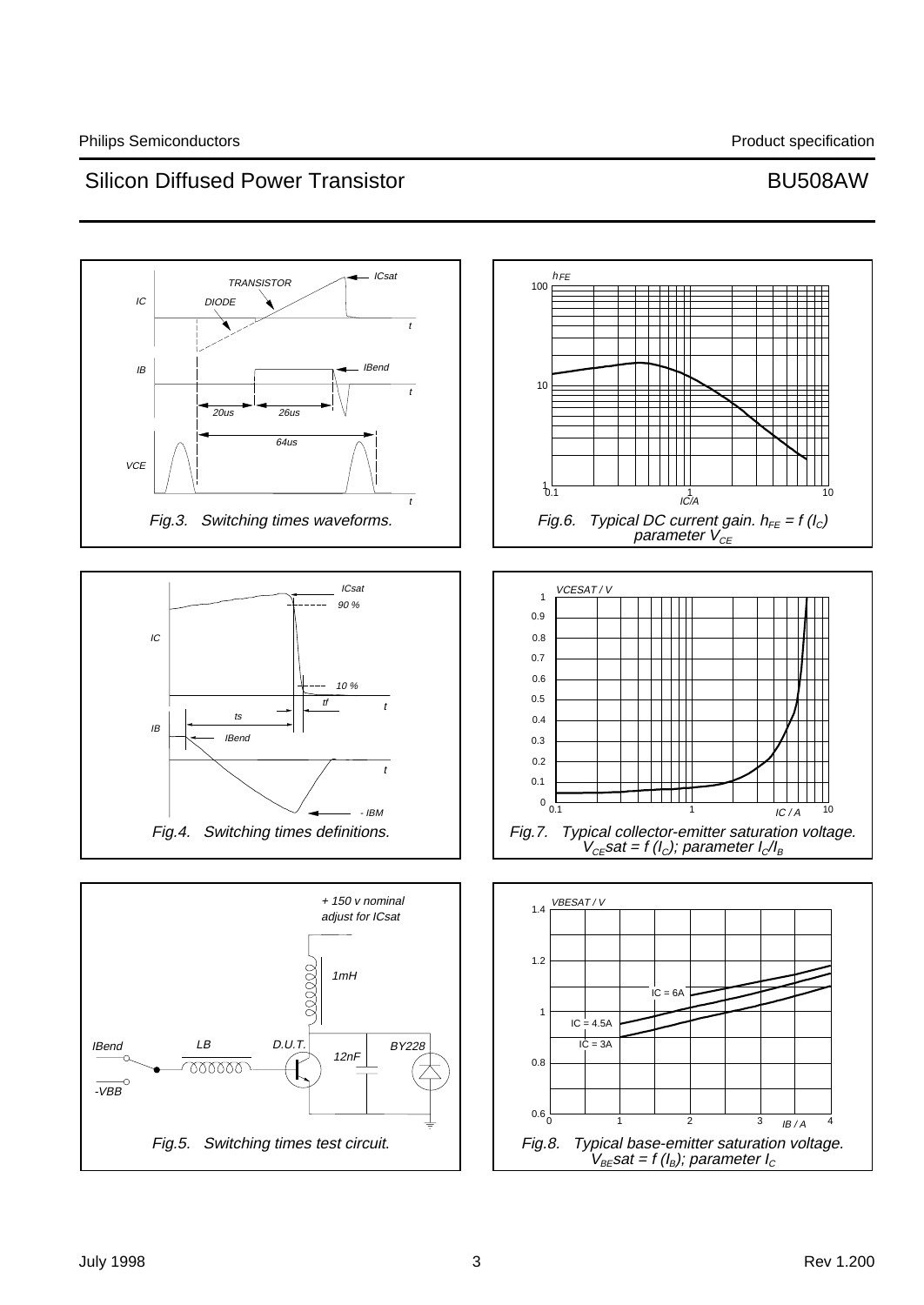Fig.3. Switching times waveforms.

Fig.6. Typical DC current gain. $h_{FE} = f(I_C)$ parameter $V_{CE}$

Fig.4. Switching times definitions.

Fig.7. Typical collector-emitter saturation voltage. $V_{CE}sat = f(I_C)$; parameter $I_C/I_B$

Fig.5. Switching times test circuit.

Fig.8. Typical base-emitter saturation voltage. $V_{BE}sat = f(I_B)$; parameter $I_C$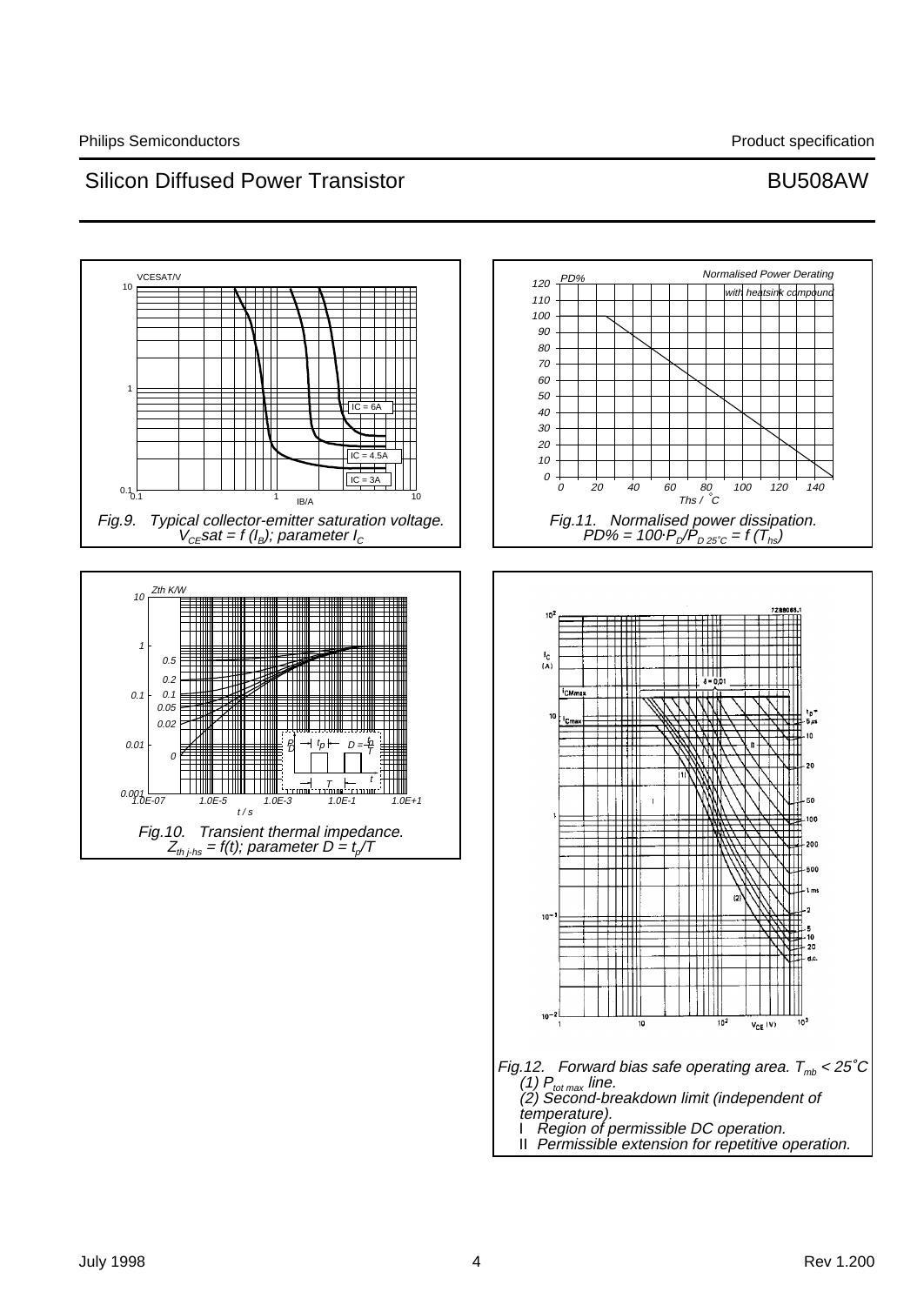VCESAT/V

10

1

0.1

0.1 &nbsp;&nbsp;&nbsp;&nbsp; 1 &nbsp;&nbsp;&nbsp;&nbsp; IB/A &nbsp;&nbsp;&nbsp;&nbsp; 10

IC = 6A

IC = 4.5A

IC = 3A

*Fig.9. Typical collector-emitter saturation voltage.* $V_{CE}sat = f\ (I_B)$*; parameter* $I_C$

PD% &nbsp;&nbsp;&nbsp;&nbsp; Normalised Power Derating

with heatsink compound

120, 110, 100, 90, 80, 70, 60, 50, 40, 30, 20, 10, 0

0 &nbsp; 20 &nbsp; 40 &nbsp; 60 &nbsp; 80 &nbsp; 100 &nbsp; 120 &nbsp; 140

Ths / °C

*Fig.11. Normalised power dissipation.* $PD\% = 100 \cdot P_D/P_{D\ 25^\circ C} = f\ (T_{hs})$

Zth K/W

10, 1, 0.1, 0.01, 0.001

0.5, 0.2, 0.1, 0.05, 0.02, 0

1.0E-07 &nbsp; 1.0E-5 &nbsp; 1.0E-3 &nbsp; 1.0E-1 &nbsp; 1.0E+1

t / s

$P_D$ &nbsp; $t_p$ &nbsp; $D = \frac{t_p}{T}$ &nbsp; T &nbsp; t

*Fig.10. Transient thermal impedance.* $Z_{th\ j\text{-}hs} = f(t)$*; parameter* $D = t_p/T$

7Z98065.1

$I_C$ (A)

$10^2$, 10, 1, $10^{-1}$, $10^{-2}$

$I_{CMmax}$

$I_{Cmax}$

δ = 0.01

$t_p$ = 5 μs, 10, 20, 50, 100, 200, 500, 1 ms, 2, 5, 10, 20, d.c.

I &nbsp; II &nbsp; (1) &nbsp; (2)

1 &nbsp; 10 &nbsp; $10^2$ &nbsp; $V_{CE}$ (V) &nbsp; $10^3$

*Fig.12. Forward bias safe operating area.* $T_{mb} < 25^\circ C$
*(1)* $P_{tot\ max}$ *line.*
*(2) Second-breakdown limit (independent of temperature).*
I *Region of permissible DC operation.*
II *Permissible extension for repetitive operation.*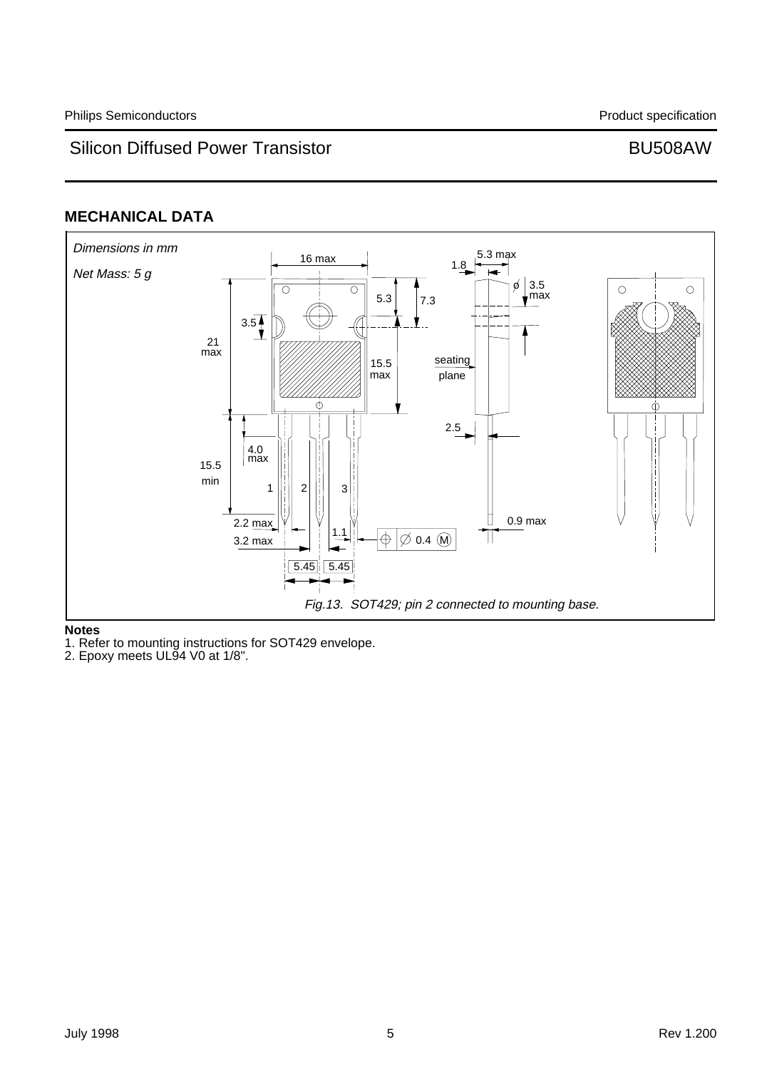## MECHANICAL DATA

*Dimensions in mm*

*Net Mass: 5 g*

*Fig.13. SOT429; pin 2 connected to mounting base.*

**Notes**

1. Refer to mounting instructions for SOT429 envelope.
2. Epoxy meets UL94 V0 at 1/8".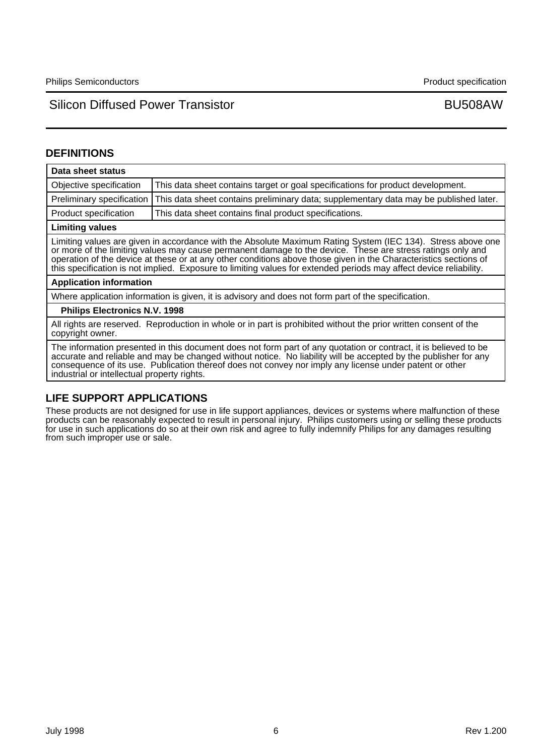## DEFINITIONS

| Data sheet status | |
|---|---|
| Objective specification | This data sheet contains target or goal specifications for product development. |
| Preliminary specification | This data sheet contains preliminary data; supplementary data may be published later. |
| Product specification | This data sheet contains final product specifications. |
| **Limiting values** | |
| Limiting values are given in accordance with the Absolute Maximum Rating System (IEC 134). Stress above one or more of the limiting values may cause permanent damage to the device. These are stress ratings only and operation of the device at these or at any other conditions above those given in the Characteristics sections of this specification is not implied. Exposure to limiting values for extended periods may affect device reliability. | |
| **Application information** | |
| Where application information is given, it is advisory and does not form part of the specification. | |
| **Philips Electronics N.V. 1998** | |
| All rights are reserved. Reproduction in whole or in part is prohibited without the prior written consent of the copyright owner. | |
| The information presented in this document does not form part of any quotation or contract, it is believed to be accurate and reliable and may be changed without notice. No liability will be accepted by the publisher for any consequence of its use. Publication thereof does not convey nor imply any license under patent or other industrial or intellectual property rights. | |

## LIFE SUPPORT APPLICATIONS

These products are not designed for use in life support appliances, devices or systems where malfunction of these products can be reasonably expected to result in personal injury. Philips customers using or selling these products for use in such applications do so at their own risk and agree to fully indemnify Philips for any damages resulting from such improper use or sale.